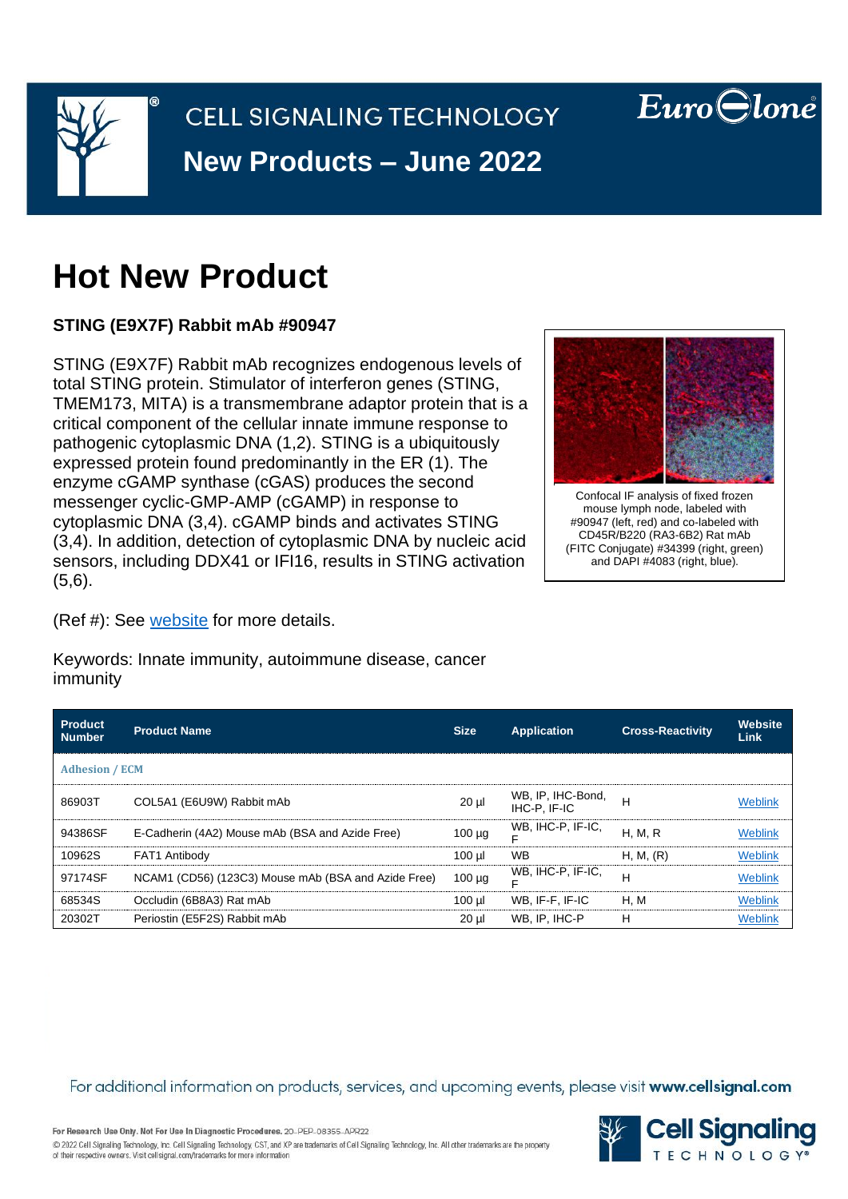CELL SIGNALING TECHNOLOGY

# New Products – June 2022

# Hot New Product

**STING (E9X7F) Rabbit mAb #90947**

STING (E9X7F) Rabbit mAb recognizes endogenous levels of total STING protein. Stimulator of interferon genes (STING, TMEM173, MITA) is a transmembrane adaptor protein that is a critical component of the cellular innate immune response to pathogenic cytoplasmic DNA (1,2). STING is a ubiquitously expressed protein found predominantly in the ER (1). The enzyme cGAMP synthase (cGAS) produces the second messenger cyclic-GMP-AMP (cGAMP) in response to cytoplasmic DNA (3,4). cGAMP binds and activates STING (3,4). In addition, detection of cytoplasmic DNA by nucleic acid sensors, including DDX41 or IFI16, results in STING activation (5,6).

Confocal IF analysis of fixed frozen mouse lymph node, labeled with #90947 (left, red) and co-labeled with CD45R/B220 (RA3-6B2) Rat mAb (FITC Conjugate) #34399 (right, green) and DAPI #4083 (right, blue).

(Ref #): See website for more details.

Keywords: Innate immunity, autoimmune disease, cancer immunity

| Product Number | Product Name | Size | Application | Cross-Reactivity | Website Link |
|---|---|---|---|---|---|
| **Adhesion / ECM** | | | | | |
| 86903T | COL5A1 (E6U9W) Rabbit mAb | 20 µl | WB, IP, IHC-Bond, IHC-P, IF-IC | H | Weblink |
| 94386SF | E-Cadherin (4A2) Mouse mAb (BSA and Azide Free) | 100 µg | WB, IHC-P, IF-IC, F | H, M, R | Weblink |
| 10962S | FAT1 Antibody | 100 µl | WB | H, M, (R) | Weblink |
| 97174SF | NCAM1 (CD56) (123C3) Mouse mAb (BSA and Azide Free) | 100 µg | WB, IHC-P, IF-IC, F | H | Weblink |
| 68534S | Occludin (6B8A3) Rat mAb | 100 µl | WB, IF-F, IF-IC | H, M | Weblink |
| 20302T | Periostin (E5F2S) Rabbit mAb | 20 µl | WB, IP, IHC-P | H | Weblink |

For additional information on products, services, and upcoming events, please visit **www.cellsignal.com**

**For Research Use Only. Not For Use In Diagnostic Procedures.** 20-PEP-08355-APR22

© 2022 Cell Signaling Technology, Inc. Cell Signaling Technology, CST, and XP are trademarks of Cell Signaling Technology, Inc. All other trademarks are the property of their respective owners. Visit cellsignal.com/trademarks for more information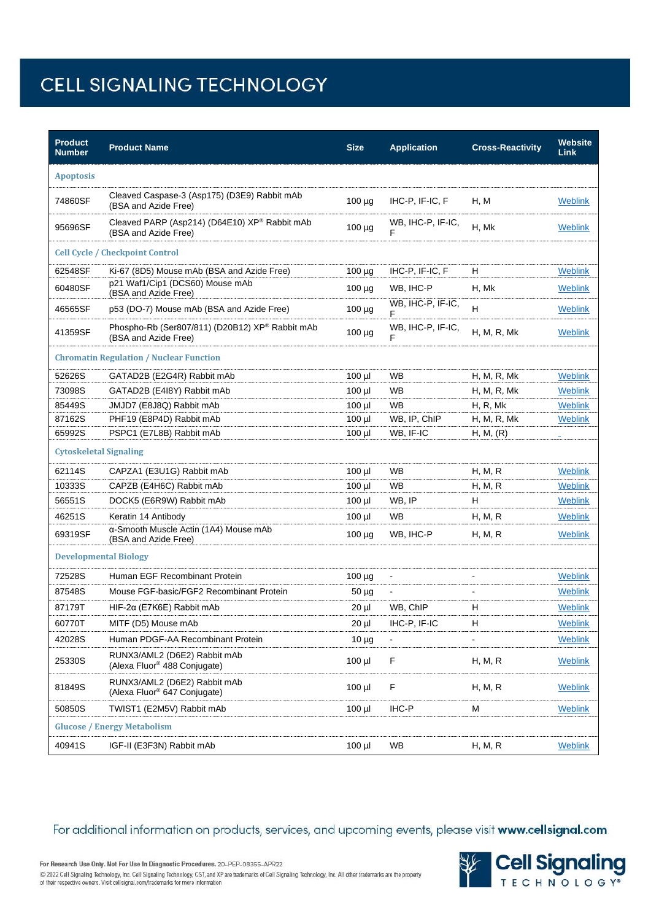# CELL SIGNALING TECHNOLOGY

| Product Number | Product Name | Size | Application | Cross-Reactivity | Website Link |
|---|---|---|---|---|---|
| **Apoptosis** | | | | | |
| 74860SF | Cleaved Caspase-3 (Asp175) (D3E9) Rabbit mAb (BSA and Azide Free) | 100 µg | IHC-P, IF-IC, F | H, M | Weblink |
| 95696SF | Cleaved PARP (Asp214) (D64E10) XP® Rabbit mAb (BSA and Azide Free) | 100 µg | WB, IHC-P, IF-IC, F | H, Mk | Weblink |
| **Cell Cycle / Checkpoint Control** | | | | | |
| 62548SF | Ki-67 (8D5) Mouse mAb (BSA and Azide Free) | 100 µg | IHC-P, IF-IC, F | H | Weblink |
| 60480SF | p21 Waf1/Cip1 (DCS60) Mouse mAb (BSA and Azide Free) | 100 µg | WB, IHC-P | H, Mk | Weblink |
| 46565SF | p53 (DO-7) Mouse mAb (BSA and Azide Free) | 100 µg | WB, IHC-P, IF-IC, F | H | Weblink |
| 41359SF | Phospho-Rb (Ser807/811) (D20B12) XP® Rabbit mAb (BSA and Azide Free) | 100 µg | WB, IHC-P, IF-IC, F | H, M, R, Mk | Weblink |
| **Chromatin Regulation / Nuclear Function** | | | | | |
| 52626S | GATAD2B (E2G4R) Rabbit mAb | 100 µl | WB | H, M, R, Mk | Weblink |
| 73098S | GATAD2B (E4I8Y) Rabbit mAb | 100 µl | WB | H, M, R, Mk | Weblink |
| 85449S | JMJD7 (E8J8Q) Rabbit mAb | 100 µl | WB | H, R, Mk | Weblink |
| 87162S | PHF19 (E8P4D) Rabbit mAb | 100 µl | WB, IP, ChIP | H, M, R, Mk | Weblink |
| 65992S | PSPC1 (E7L8B) Rabbit mAb | 100 µl | WB, IF-IC | H, M, (R) | |
| **Cytoskeletal Signaling** | | | | | |
| 62114S | CAPZA1 (E3U1G) Rabbit mAb | 100 µl | WB | H, M, R | Weblink |
| 10333S | CAPZB (E4H6C) Rabbit mAb | 100 µl | WB | H, M, R | Weblink |
| 56551S | DOCK5 (E6R9W) Rabbit mAb | 100 µl | WB, IP | H | Weblink |
| 46251S | Keratin 14 Antibody | 100 µl | WB | H, M, R | Weblink |
| 69319SF | α-Smooth Muscle Actin (1A4) Mouse mAb (BSA and Azide Free) | 100 µg | WB, IHC-P | H, M, R | Weblink |
| **Developmental Biology** | | | | | |
| 72528S | Human EGF Recombinant Protein | 100 µg | - | - | Weblink |
| 87548S | Mouse FGF-basic/FGF2 Recombinant Protein | 50 µg | - | - | Weblink |
| 87179T | HIF-2α (E7K6E) Rabbit mAb | 20 µl | WB, ChIP | H | Weblink |
| 60770T | MITF (D5) Mouse mAb | 20 µl | IHC-P, IF-IC | H | Weblink |
| 42028S | Human PDGF-AA Recombinant Protein | 10 µg | - | - | Weblink |
| 25330S | RUNX3/AML2 (D6E2) Rabbit mAb (Alexa Fluor® 488 Conjugate) | 100 µl | F | H, M, R | Weblink |
| 81849S | RUNX3/AML2 (D6E2) Rabbit mAb (Alexa Fluor® 647 Conjugate) | 100 µl | F | H, M, R | Weblink |
| 50850S | TWIST1 (E2M5V) Rabbit mAb | 100 µl | IHC-P | M | Weblink |
| **Glucose / Energy Metabolism** | | | | | |
| 40941S | IGF-II (E3F3N) Rabbit mAb | 100 µl | WB | H, M, R | Weblink |

For additional information on products, services, and upcoming events, please visit **www.cellsignal.com**

**For Research Use Only. Not For Use In Diagnostic Procedures.** 20-PEP-08355-APR22

© 2022 Cell Signaling Technology, Inc. Cell Signaling Technology, CST, and XP are trademarks of Cell Signaling Technology, Inc. All other trademarks are the property of their respective owners. Visit cellsignal.com/trademarks for more information

Cell Signaling TECHNOLOGY®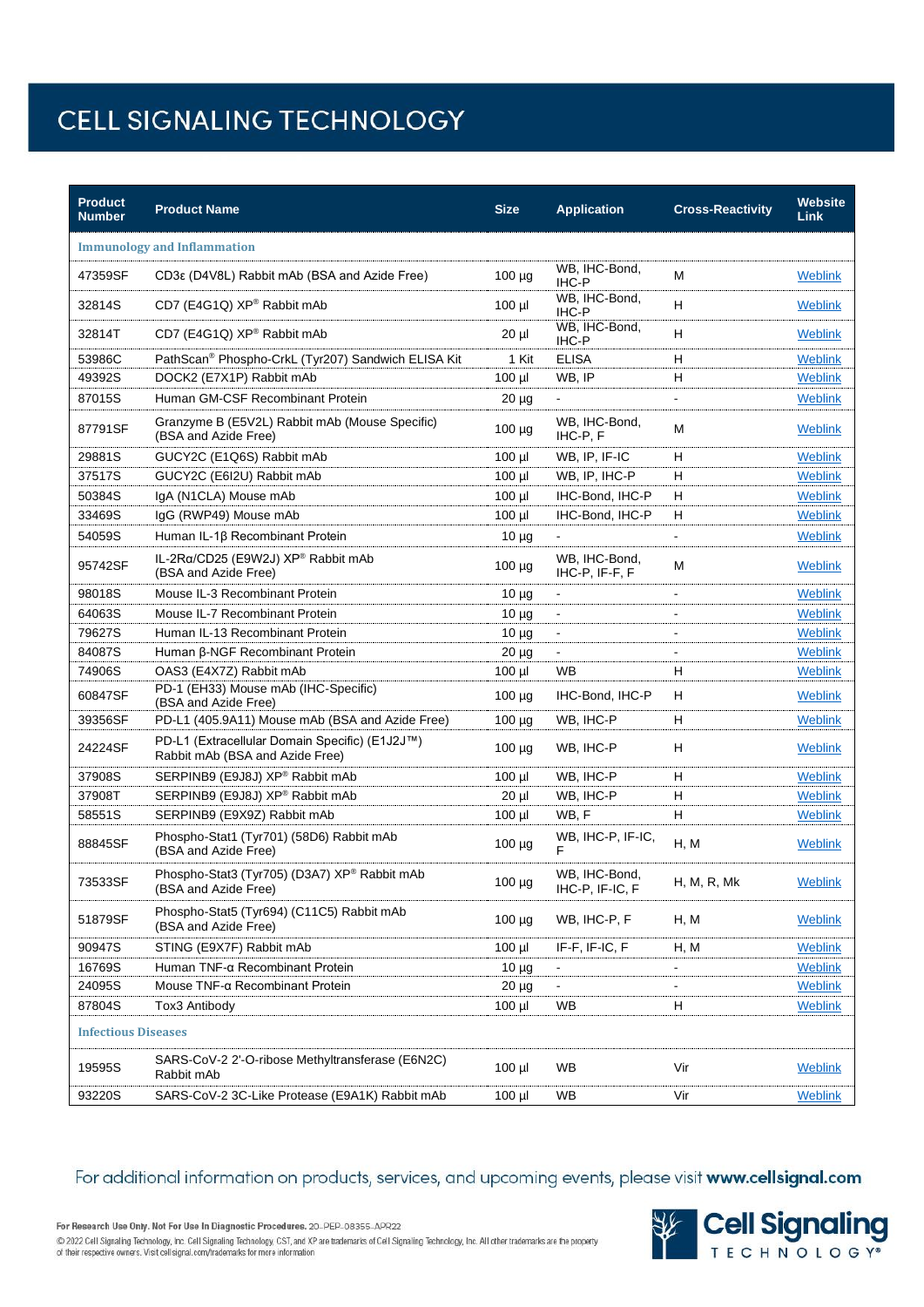# CELL SIGNALING TECHNOLOGY

| Product Number | Product Name | Size | Application | Cross-Reactivity | Website Link |
|---|---|---|---|---|---|
| **Immunology and Inflammation** | | | | | |
| 47359SF | CD3ε (D4V8L) Rabbit mAb (BSA and Azide Free) | 100 µg | WB, IHC-Bond, IHC-P | M | Weblink |
| 32814S | CD7 (E4G1Q) XP® Rabbit mAb | 100 µl | WB, IHC-Bond, IHC-P | H | Weblink |
| 32814T | CD7 (E4G1Q) XP® Rabbit mAb | 20 µl | WB, IHC-Bond, IHC-P | H | Weblink |
| 53986C | PathScan® Phospho-CrkL (Tyr207) Sandwich ELISA Kit | 1 Kit | ELISA | H | Weblink |
| 49392S | DOCK2 (E7X1P) Rabbit mAb | 100 µl | WB, IP | H | Weblink |
| 87015S | Human GM-CSF Recombinant Protein | 20 µg | - | - | Weblink |
| 87791SF | Granzyme B (E5V2L) Rabbit mAb (Mouse Specific) (BSA and Azide Free) | 100 µg | WB, IHC-Bond, IHC-P, F | M | Weblink |
| 29881S | GUCY2C (E1Q6S) Rabbit mAb | 100 µl | WB, IP, IF-IC | H | Weblink |
| 37517S | GUCY2C (E6I2U) Rabbit mAb | 100 µl | WB, IP, IHC-P | H | Weblink |
| 50384S | IgA (N1CLA) Mouse mAb | 100 µl | IHC-Bond, IHC-P | H | Weblink |
| 33469S | IgG (RWP49) Mouse mAb | 100 µl | IHC-Bond, IHC-P | H | Weblink |
| 54059S | Human IL-1β Recombinant Protein | 10 µg | - | - | Weblink |
| 95742SF | IL-2Rα/CD25 (E9W2J) XP® Rabbit mAb (BSA and Azide Free) | 100 µg | WB, IHC-Bond, IHC-P, IF-F, F | M | Weblink |
| 98018S | Mouse IL-3 Recombinant Protein | 10 µg | - | - | Weblink |
| 64063S | Mouse IL-7 Recombinant Protein | 10 µg | - | - | Weblink |
| 79627S | Human IL-13 Recombinant Protein | 10 µg | - | - | Weblink |
| 84087S | Human β-NGF Recombinant Protein | 20 µg | - | - | Weblink |
| 74906S | OAS3 (E4X7Z) Rabbit mAb | 100 µl | WB | H | Weblink |
| 60847SF | PD-1 (EH33) Mouse mAb (IHC-Specific) (BSA and Azide Free) | 100 µg | IHC-Bond, IHC-P | H | Weblink |
| 39356SF | PD-L1 (405.9A11) Mouse mAb (BSA and Azide Free) | 100 µg | WB, IHC-P | H | Weblink |
| 24224SF | PD-L1 (Extracellular Domain Specific) (E1J2J™) Rabbit mAb (BSA and Azide Free) | 100 µg | WB, IHC-P | H | Weblink |
| 37908S | SERPINB9 (E9J8J) XP® Rabbit mAb | 100 µl | WB, IHC-P | H | Weblink |
| 37908T | SERPINB9 (E9J8J) XP® Rabbit mAb | 20 µl | WB, IHC-P | H | Weblink |
| 58551S | SERPINB9 (E9X9Z) Rabbit mAb | 100 µl | WB, F | H | Weblink |
| 88845SF | Phospho-Stat1 (Tyr701) (58D6) Rabbit mAb (BSA and Azide Free) | 100 µg | WB, IHC-P, IF-IC, F | H, M | Weblink |
| 73533SF | Phospho-Stat3 (Tyr705) (D3A7) XP® Rabbit mAb (BSA and Azide Free) | 100 µg | WB, IHC-Bond, IHC-P, IF-IC, F | H, M, R, Mk | Weblink |
| 51879SF | Phospho-Stat5 (Tyr694) (C11C5) Rabbit mAb (BSA and Azide Free) | 100 µg | WB, IHC-P, F | H, M | Weblink |
| 90947S | STING (E9X7F) Rabbit mAb | 100 µl | IF-F, IF-IC, F | H, M | Weblink |
| 16769S | Human TNF-α Recombinant Protein | 10 µg | - | - | Weblink |
| 24095S | Mouse TNF-α Recombinant Protein | 20 µg | - | - | Weblink |
| 87804S | Tox3 Antibody | 100 µl | WB | H | Weblink |
| **Infectious Diseases** | | | | | |
| 19595S | SARS-CoV-2 2'-O-ribose Methyltransferase (E6N2C) Rabbit mAb | 100 µl | WB | Vir | Weblink |
| 93220S | SARS-CoV-2 3C-Like Protease (E9A1K) Rabbit mAb | 100 µl | WB | Vir | Weblink |

For additional information on products, services, and upcoming events, please visit **www.cellsignal.com**

**For Research Use Only. Not For Use In Diagnostic Procedures.** 20-PEP-08355-APR22

© 2022 Cell Signaling Technology, Inc. Cell Signaling Technology, CST, and XP are trademarks of Cell Signaling Technology, Inc. All other trademarks are the property of their respective owners. Visit cellsignal.com/trademarks for more information

**Cell Signaling** TECHNOLOGY®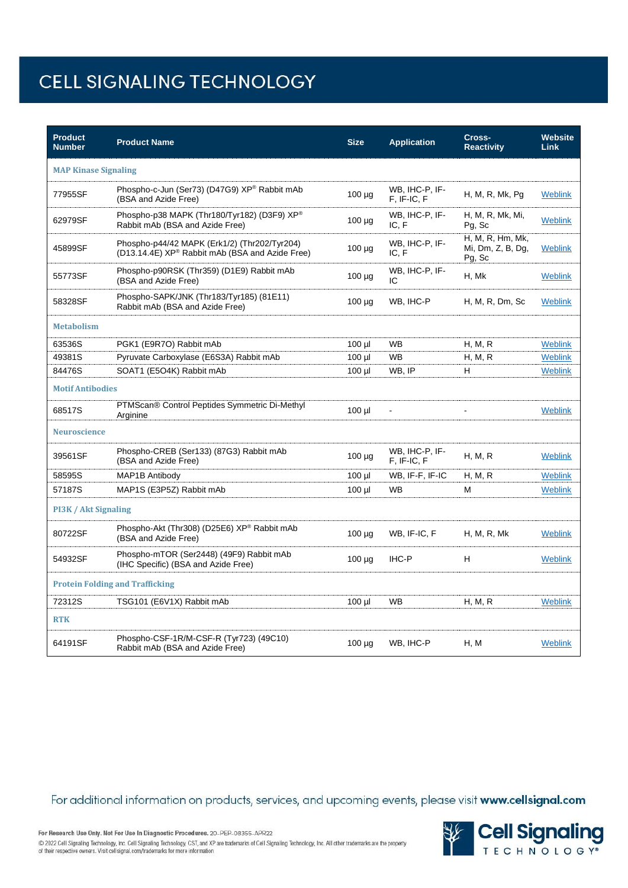# CELL SIGNALING TECHNOLOGY

| Product Number | Product Name | Size | Application | Cross-Reactivity | Website Link |
|---|---|---|---|---|---|
| **MAP Kinase Signaling** | | | | | |
| 77955SF | Phospho-c-Jun (Ser73) (D47G9) XP® Rabbit mAb (BSA and Azide Free) | 100 µg | WB, IHC-P, IF-F, IF-IC, F | H, M, R, Mk, Pg | Weblink |
| 62979SF | Phospho-p38 MAPK (Thr180/Tyr182) (D3F9) XP® Rabbit mAb (BSA and Azide Free) | 100 µg | WB, IHC-P, IF-IC, F | H, M, R, Mk, Mi, Pg, Sc | Weblink |
| 45899SF | Phospho-p44/42 MAPK (Erk1/2) (Thr202/Tyr204) (D13.14.4E) XP® Rabbit mAb (BSA and Azide Free) | 100 µg | WB, IHC-P, IF-IC, F | H, M, R, Hm, Mk, Mi, Dm, Z, B, Dg, Pg, Sc | Weblink |
| 55773SF | Phospho-p90RSK (Thr359) (D1E9) Rabbit mAb (BSA and Azide Free) | 100 µg | WB, IHC-P, IF-IC | H, Mk | Weblink |
| 58328SF | Phospho-SAPK/JNK (Thr183/Tyr185) (81E11) Rabbit mAb (BSA and Azide Free) | 100 µg | WB, IHC-P | H, M, R, Dm, Sc | Weblink |
| **Metabolism** | | | | | |
| 63536S | PGK1 (E9R7O) Rabbit mAb | 100 µl | WB | H, M, R | Weblink |
| 49381S | Pyruvate Carboxylase (E6S3A) Rabbit mAb | 100 µl | WB | H, M, R | Weblink |
| 84476S | SOAT1 (E5O4K) Rabbit mAb | 100 µl | WB, IP | H | Weblink |
| **Motif Antibodies** | | | | | |
| 68517S | PTMScan® Control Peptides Symmetric Di-Methyl Arginine | 100 µl | - | - | Weblink |
| **Neuroscience** | | | | | |
| 39561SF | Phospho-CREB (Ser133) (87G3) Rabbit mAb (BSA and Azide Free) | 100 µg | WB, IHC-P, IF-F, IF-IC, F | H, M, R | Weblink |
| 58595S | MAP1B Antibody | 100 µl | WB, IF-F, IF-IC | H, M, R | Weblink |
| 57187S | MAP1S (E3P5Z) Rabbit mAb | 100 µl | WB | M | Weblink |
| **PI3K / Akt Signaling** | | | | | |
| 80722SF | Phospho-Akt (Thr308) (D25E6) XP® Rabbit mAb (BSA and Azide Free) | 100 µg | WB, IF-IC, F | H, M, R, Mk | Weblink |
| 54932SF | Phospho-mTOR (Ser2448) (49F9) Rabbit mAb (IHC Specific) (BSA and Azide Free) | 100 µg | IHC-P | H | Weblink |
| **Protein Folding and Trafficking** | | | | | |
| 72312S | TSG101 (E6V1X) Rabbit mAb | 100 µl | WB | H, M, R | Weblink |
| **RTK** | | | | | |
| 64191SF | Phospho-CSF-1R/M-CSF-R (Tyr723) (49C10) Rabbit mAb (BSA and Azide Free) | 100 µg | WB, IHC-P | H, M | Weblink |

For additional information on products, services, and upcoming events, please visit **www.cellsignal.com**

**For Research Use Only. Not For Use In Diagnostic Procedures.** 20-PEP-08355-APR22

© 2022 Cell Signaling Technology, Inc. Cell Signaling Technology, CST, and XP are trademarks of Cell Signaling Technology, Inc. All other trademarks are the property of their respective owners. Visit cellsignal.com/trademarks for more information

Cell Signaling TECHNOLOGY®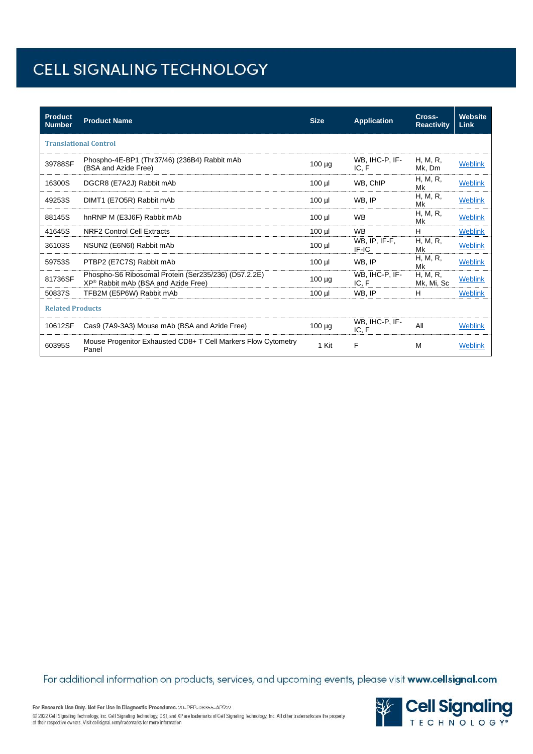# CELL SIGNALING TECHNOLOGY

| Product Number | Product Name | Size | Application | Cross-Reactivity | Website Link |
|---|---|---|---|---|---|
| **Translational Control** | | | | | |
| 39788SF | Phospho-4E-BP1 (Thr37/46) (236B4) Rabbit mAb (BSA and Azide Free) | 100 µg | WB, IHC-P, IF-IC, F | H, M, R, Mk, Dm | Weblink |
| 16300S | DGCR8 (E7A2J) Rabbit mAb | 100 µl | WB, ChIP | H, M, R, Mk | Weblink |
| 49253S | DIMT1 (E7O5R) Rabbit mAb | 100 µl | WB, IP | H, M, R, Mk | Weblink |
| 88145S | hnRNP M (E3J6F) Rabbit mAb | 100 µl | WB | H, M, R, Mk | Weblink |
| 41645S | NRF2 Control Cell Extracts | 100 µl | WB | H | Weblink |
| 36103S | NSUN2 (E6N6I) Rabbit mAb | 100 µl | WB, IP, IF-F, IF-IC | H, M, R, Mk | Weblink |
| 59753S | PTBP2 (E7C7S) Rabbit mAb | 100 µl | WB, IP | H, M, R, Mk | Weblink |
| 81736SF | Phospho-S6 Ribosomal Protein (Ser235/236) (D57.2.2E) XP® Rabbit mAb (BSA and Azide Free) | 100 µg | WB, IHC-P, IF-IC, F | H, M, R, Mk, Mi, Sc | Weblink |
| 50837S | TFB2M (E5P6W) Rabbit mAb | 100 µl | WB, IP | H | Weblink |
| **Related Products** | | | | | |
| 10612SF | Cas9 (7A9-3A3) Mouse mAb (BSA and Azide Free) | 100 µg | WB, IHC-P, IF-IC, F | All | Weblink |
| 60395S | Mouse Progenitor Exhausted CD8+ T Cell Markers Flow Cytometry Panel | 1 Kit | F | M | Weblink |

For additional information on products, services, and upcoming events, please visit **www.cellsignal.com**

**For Research Use Only. Not For Use In Diagnostic Procedures.** 20-PEP-08355-APR22

© 2022 Cell Signaling Technology, Inc. Cell Signaling Technology, CST, and XP are trademarks of Cell Signaling Technology, Inc. All other trademarks are the property of their respective owners. Visit cellsignal.com/trademarks for more information

Cell Signaling TECHNOLOGY®